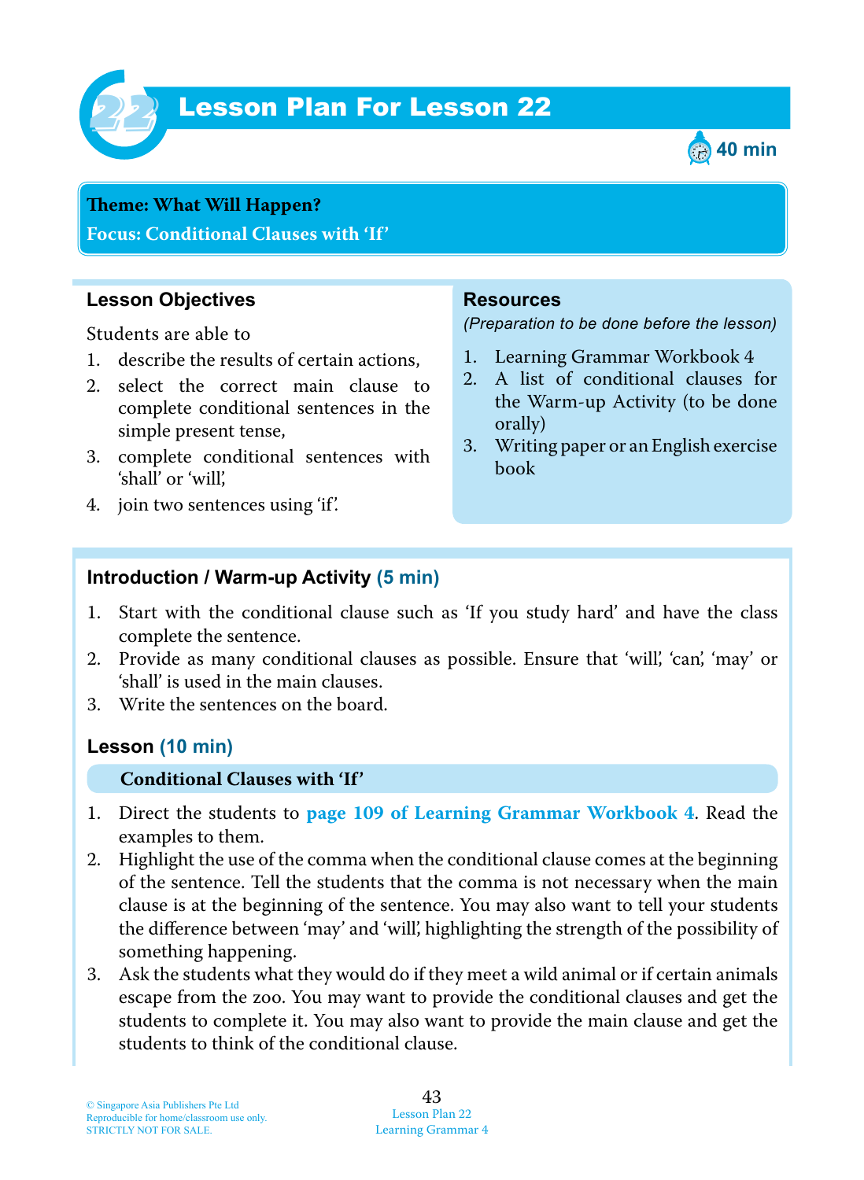# Lesson Plan For Lesson 22

40 min

**Theme: What Will Happen?**
**Focus: Conditional Clauses with 'If'**

## Lesson Objectives

Students are able to

1. describe the results of certain actions,
2. select the correct main clause to complete conditional sentences in the simple present tense,
3. complete conditional sentences with 'shall' or 'will',
4. join two sentences using 'if'.

## Resources

*(Preparation to be done before the lesson)*

1. Learning Grammar Workbook 4
2. A list of conditional clauses for the Warm-up Activity (to be done orally)
3. Writing paper or an English exercise book

## Introduction / Warm-up Activity (5 min)

1. Start with the conditional clause such as 'If you study hard' and have the class complete the sentence.
2. Provide as many conditional clauses as possible. Ensure that 'will', 'can', 'may' or 'shall' is used in the main clauses.
3. Write the sentences on the board.

## Lesson (10 min)

### Conditional Clauses with 'If'

1. Direct the students to **page 109 of Learning Grammar Workbook 4**. Read the examples to them.
2. Highlight the use of the comma when the conditional clause comes at the beginning of the sentence. Tell the students that the comma is not necessary when the main clause is at the beginning of the sentence. You may also want to tell your students the difference between 'may' and 'will', highlighting the strength of the possibility of something happening.
3. Ask the students what they would do if they meet a wild animal or if certain animals escape from the zoo. You may want to provide the conditional clauses and get the students to complete it. You may also want to provide the main clause and get the students to think of the conditional clause.

© Singapore Asia Publishers Pte Ltd
Reproducible for home/classroom use only.
STRICTLY NOT FOR SALE.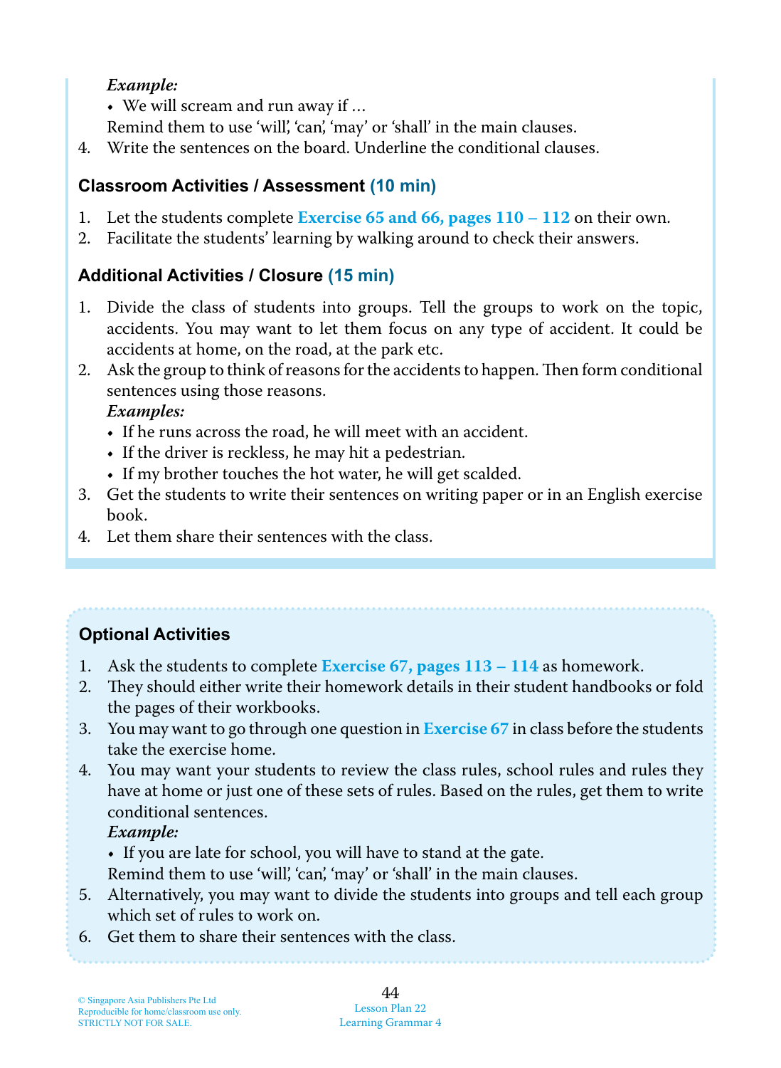*Example:*

- We will scream and run away if …

Remind them to use 'will', 'can', 'may' or 'shall' in the main clauses.

4. Write the sentences on the board. Underline the conditional clauses.

### Classroom Activities / Assessment (10 min)

1. Let the students complete **Exercise 65 and 66, pages 110 – 112** on their own.
2. Facilitate the students' learning by walking around to check their answers.

### Additional Activities / Closure (15 min)

1. Divide the class of students into groups. Tell the groups to work on the topic, accidents. You may want to let them focus on any type of accident. It could be accidents at home, on the road, at the park etc.
2. Ask the group to think of reasons for the accidents to happen. Then form conditional sentences using those reasons.

   *Examples:*
   - If he runs across the road, he will meet with an accident.
   - If the driver is reckless, he may hit a pedestrian.
   - If my brother touches the hot water, he will get scalded.
3. Get the students to write their sentences on writing paper or in an English exercise book.
4. Let them share their sentences with the class.

### Optional Activities

1. Ask the students to complete **Exercise 67, pages 113 – 114** as homework.
2. They should either write their homework details in their student handbooks or fold the pages of their workbooks.
3. You may want to go through one question in **Exercise 67** in class before the students take the exercise home.
4. You may want your students to review the class rules, school rules and rules they have at home or just one of these sets of rules. Based on the rules, get them to write conditional sentences.

   *Example:*
   - If you are late for school, you will have to stand at the gate.

   Remind them to use 'will', 'can', 'may' or 'shall' in the main clauses.
5. Alternatively, you may want to divide the students into groups and tell each group which set of rules to work on.
6. Get them to share their sentences with the class.